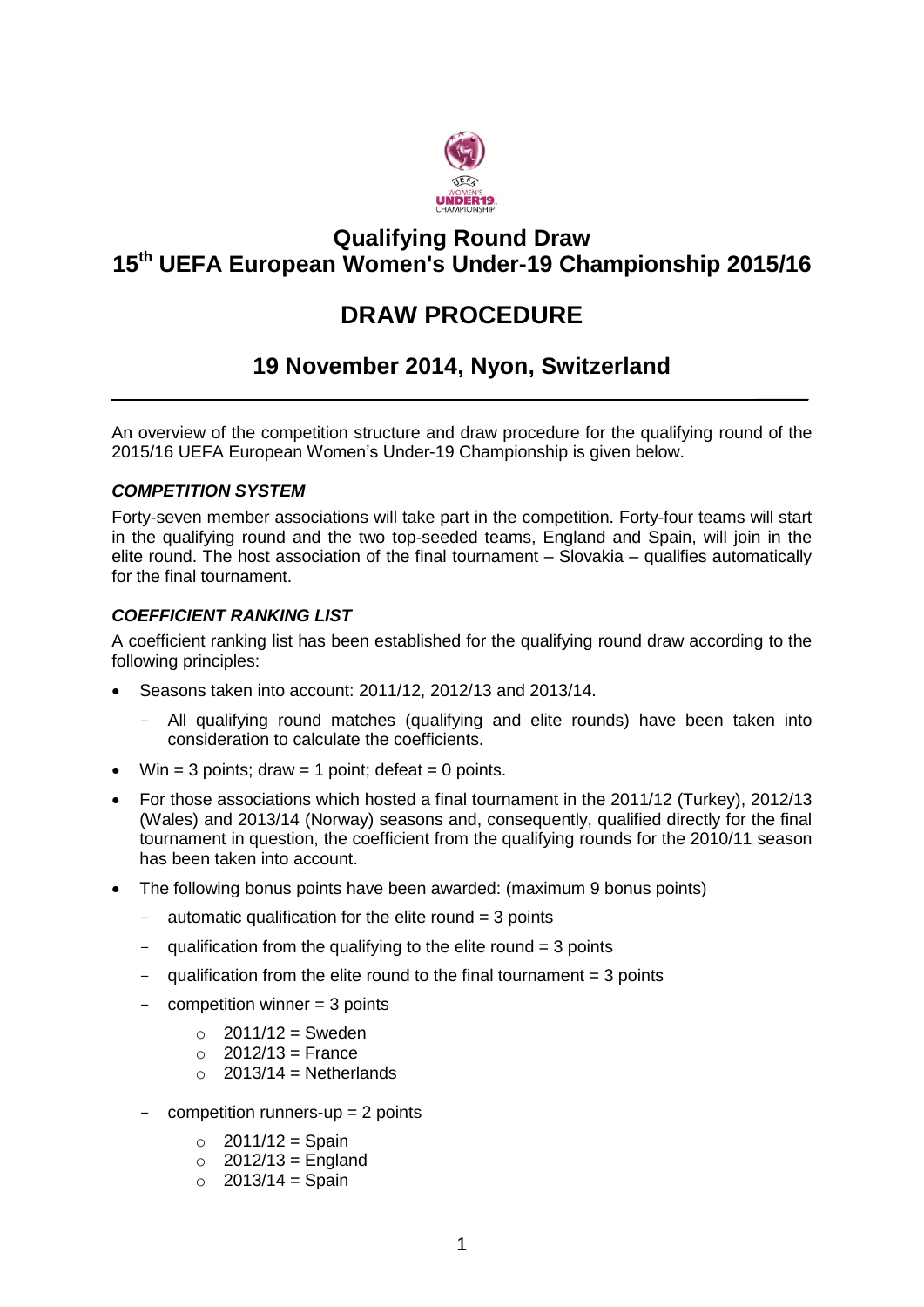# Qualifying Round Draw
# 15th UEFA European Women's Under-19 Championship 2015/16

# DRAW PROCEDURE

## 19 November 2014, Nyon, Switzerland

An overview of the competition structure and draw procedure for the qualifying round of the 2015/16 UEFA European Women's Under-19 Championship is given below.

### *COMPETITION SYSTEM*

Forty-seven member associations will take part in the competition. Forty-four teams will start in the qualifying round and the two top-seeded teams, England and Spain, will join in the elite round. The host association of the final tournament – Slovakia – qualifies automatically for the final tournament.

### *COEFFICIENT RANKING LIST*

A coefficient ranking list has been established for the qualifying round draw according to the following principles:

- Seasons taken into account: 2011/12, 2012/13 and 2013/14.
  - All qualifying round matches (qualifying and elite rounds) have been taken into consideration to calculate the coefficients.
- Win = 3 points; draw = 1 point; defeat = 0 points.
- For those associations which hosted a final tournament in the 2011/12 (Turkey), 2012/13 (Wales) and 2013/14 (Norway) seasons and, consequently, qualified directly for the final tournament in question, the coefficient from the qualifying rounds for the 2010/11 season has been taken into account.
- The following bonus points have been awarded: (maximum 9 bonus points)
  - automatic qualification for the elite round = 3 points
  - qualification from the qualifying to the elite round = 3 points
  - qualification from the elite round to the final tournament = 3 points
  - competition winner = 3 points
    - 2011/12 = Sweden
    - 2012/13 = France
    - 2013/14 = Netherlands
  - competition runners-up = 2 points
    - 2011/12 = Spain
    - 2012/13 = England
    - 2013/14 = Spain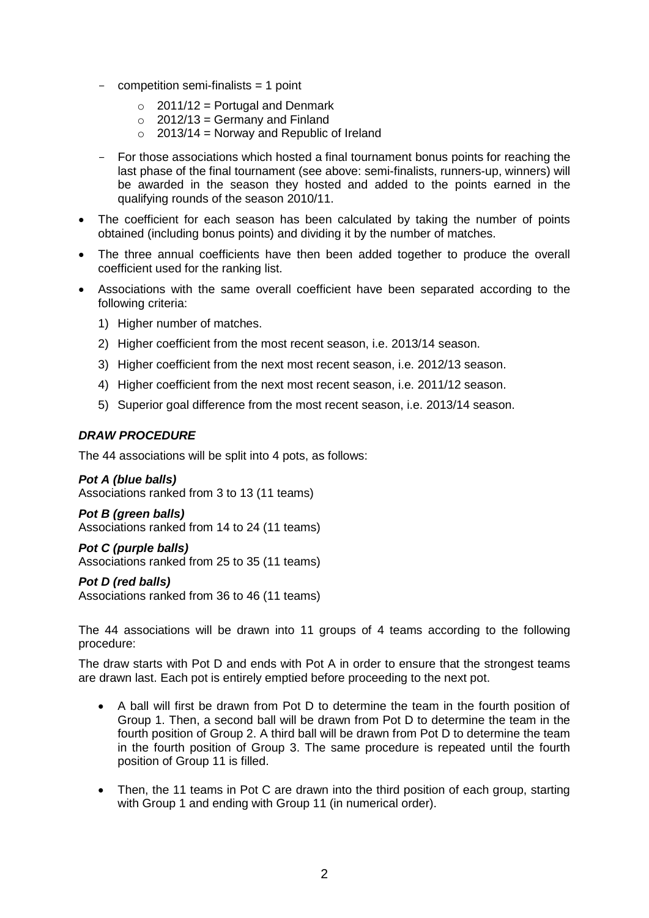- competition semi-finalists = 1 point
  - 2011/12 = Portugal and Denmark
  - 2012/13 = Germany and Finland
  - 2013/14 = Norway and Republic of Ireland
- For those associations which hosted a final tournament bonus points for reaching the last phase of the final tournament (see above: semi-finalists, runners-up, winners) will be awarded in the season they hosted and added to the points earned in the qualifying rounds of the season 2010/11.

- The coefficient for each season has been calculated by taking the number of points obtained (including bonus points) and dividing it by the number of matches.
- The three annual coefficients have then been added together to produce the overall coefficient used for the ranking list.
- Associations with the same overall coefficient have been separated according to the following criteria:
  1) Higher number of matches.
  2) Higher coefficient from the most recent season, i.e. 2013/14 season.
  3) Higher coefficient from the next most recent season, i.e. 2012/13 season.
  4) Higher coefficient from the next most recent season, i.e. 2011/12 season.
  5) Superior goal difference from the most recent season, i.e. 2013/14 season.

***DRAW PROCEDURE***

The 44 associations will be split into 4 pots, as follows:

***Pot A (blue balls)***
Associations ranked from 3 to 13 (11 teams)

***Pot B (green balls)***
Associations ranked from 14 to 24 (11 teams)

***Pot C (purple balls)***
Associations ranked from 25 to 35 (11 teams)

***Pot D (red balls)***
Associations ranked from 36 to 46 (11 teams)

The 44 associations will be drawn into 11 groups of 4 teams according to the following procedure:

The draw starts with Pot D and ends with Pot A in order to ensure that the strongest teams are drawn last. Each pot is entirely emptied before proceeding to the next pot.

- A ball will first be drawn from Pot D to determine the team in the fourth position of Group 1. Then, a second ball will be drawn from Pot D to determine the team in the fourth position of Group 2. A third ball will be drawn from Pot D to determine the team in the fourth position of Group 3. The same procedure is repeated until the fourth position of Group 11 is filled.
- Then, the 11 teams in Pot C are drawn into the third position of each group, starting with Group 1 and ending with Group 11 (in numerical order).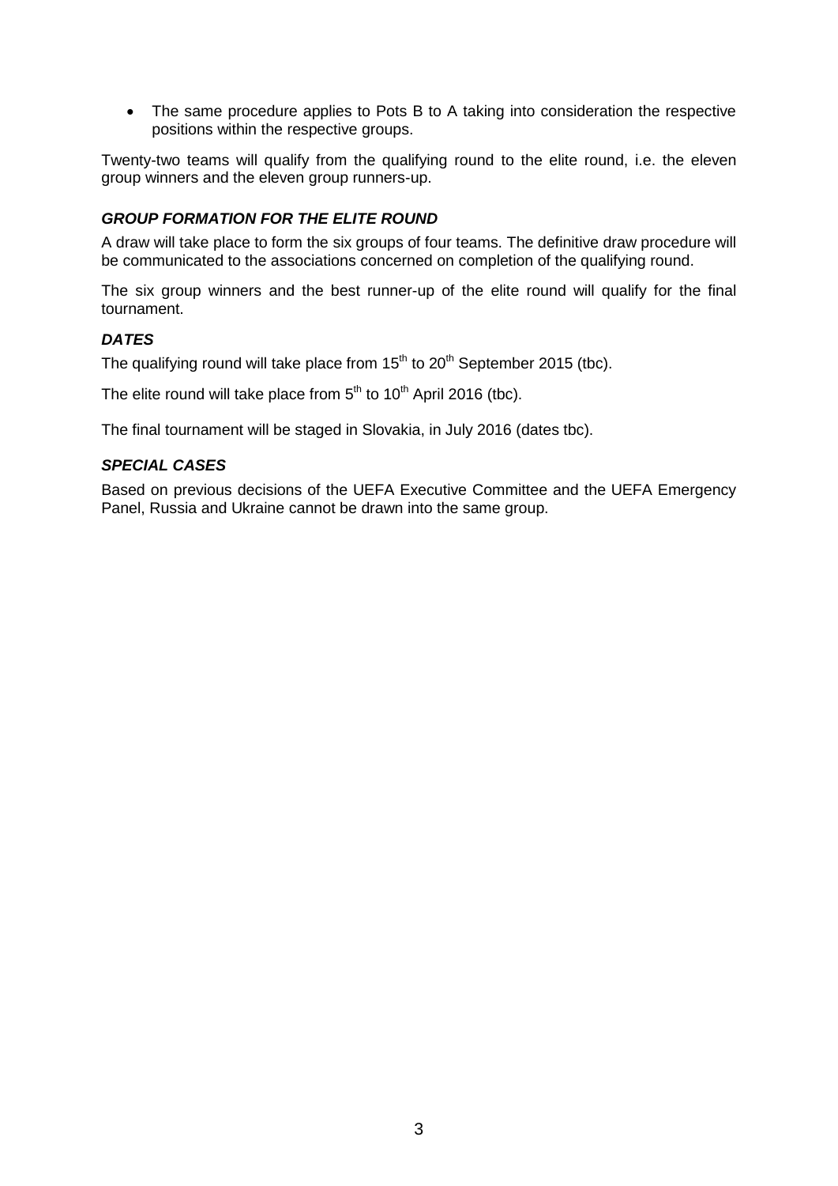- The same procedure applies to Pots B to A taking into consideration the respective positions within the respective groups.

Twenty-two teams will qualify from the qualifying round to the elite round, i.e. the eleven group winners and the eleven group runners-up.

### *GROUP FORMATION FOR THE ELITE ROUND*

A draw will take place to form the six groups of four teams. The definitive draw procedure will be communicated to the associations concerned on completion of the qualifying round.

The six group winners and the best runner-up of the elite round will qualify for the final tournament.

### *DATES*

The qualifying round will take place from 15th to 20th September 2015 (tbc).

The elite round will take place from 5th to 10th April 2016 (tbc).

The final tournament will be staged in Slovakia, in July 2016 (dates tbc).

### *SPECIAL CASES*

Based on previous decisions of the UEFA Executive Committee and the UEFA Emergency Panel, Russia and Ukraine cannot be drawn into the same group.